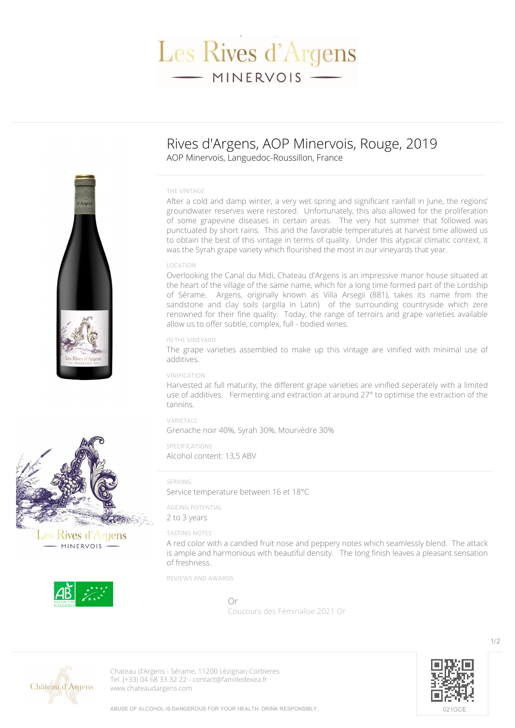# Les Rives d'Argens

MINERVOIS

## Rives d'Argens, AOP Minervois, Rouge, 2019

AOP Minervois, Languedoc-Roussillon, France

### THE VINTAGE

After a cold and damp winter, a very wet spring and significant rainfall in June, the regions' groundwater reserves were restored. Unfortunately, this also allowed for the proliferation of some grapevine diseases in certain areas. The very hot summer that followed was punctuated by short rains. This and the favorable temperatures at harvest time allowed us to obtain the best of this vintage in terms of quality. Under this atypical climatic context, it was the Syrah grape variety which flourished the most in our vineyards that year.

### LOCATION

Overlooking the Canal du Midi, Chateau d'Argens is an impressive manor house situated at the heart of the village of the same name, which for a long time formed part of the Lordship of Sérame. Argens, originally known as Villa Arsegii (881), takes its name from the sandstone and clay soils (argilla in Latin) of the surrounding countryside which zere renowned for their fine quality. Today, the range of terroirs and grape varieties available allow us to offer subtle, complex, full - bodied wines.

### IN THE VINEYARD

The grape varieties assembled to make up this vintage are vinified with minimal use of additives.

### VINIFICATION

Harvested at full maturity, the different grape varieties are vinified seperately with a limited use of additives. Fermenting and extraction at around 27° to optimise the extraction of the tannins.

### VARIETALS

Grenache noir 40%, Syrah 30%, Mourvèdre 30%

### SPECIFICATIONS

Alcohol content: 13,5 ABV

### SERVING

Service temperature between 16 et 18°C

### AGEING POTENTIAL

2 to 3 years

### TASTING NOTES

A red color with a candied fruit nose and peppery notes which seamlessly blend. The attack is ample and harmonious with beautiful density. The long finish leaves a pleasant sensation of freshness.

### REVIEWS AND AWARDS

Or

Coucours des Féminalise 2021 Or

Chateau d'Argens - Sérame, 11200 Lézignan-Corbieres
Tel. (+33) 04 68 33 32 22 - contact@familledexea.fr
www.chateaudargens.com

ABUSE OF ALCOHOL IS DANGEROUS FOR YOUR HEALTH. DRINK RESPONSIBLY.

021GCE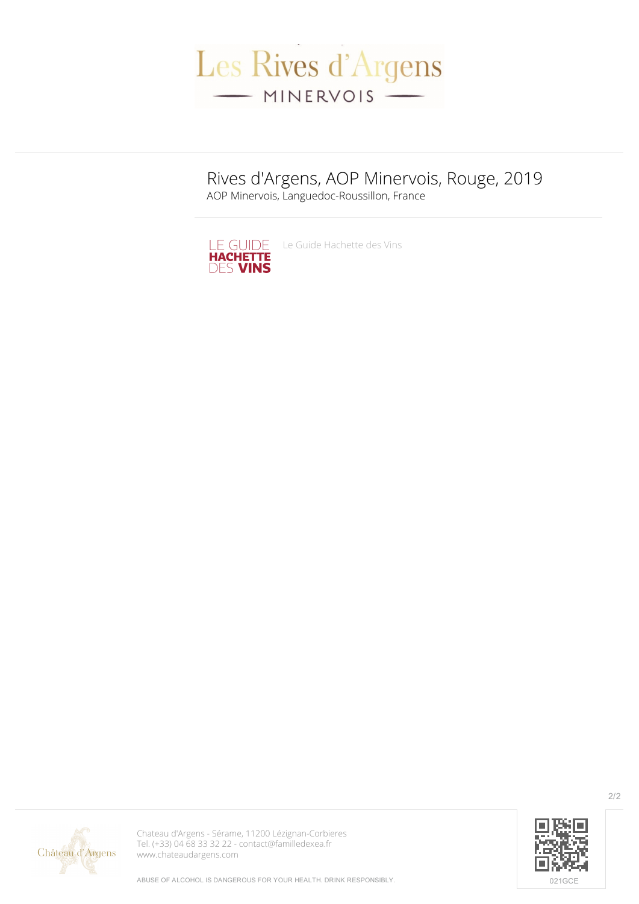Les Rives d'Argens

MINERVOIS

# Rives d'Argens, AOP Minervois, Rouge, 2019

AOP Minervois, Languedoc-Roussillon, France

LE GUIDE HACHETTE DES VINS

Le Guide Hachette des Vins

Chateau d'Argens - Sérame, 11200 Lézignan-Corbieres
Tel. (+33) 04 68 33 32 22 - contact@familledexea.fr
www.chateaudargens.com

ABUSE OF ALCOHOL IS DANGEROUS FOR YOUR HEALTH. DRINK RESPONSIBLY.

021GCE